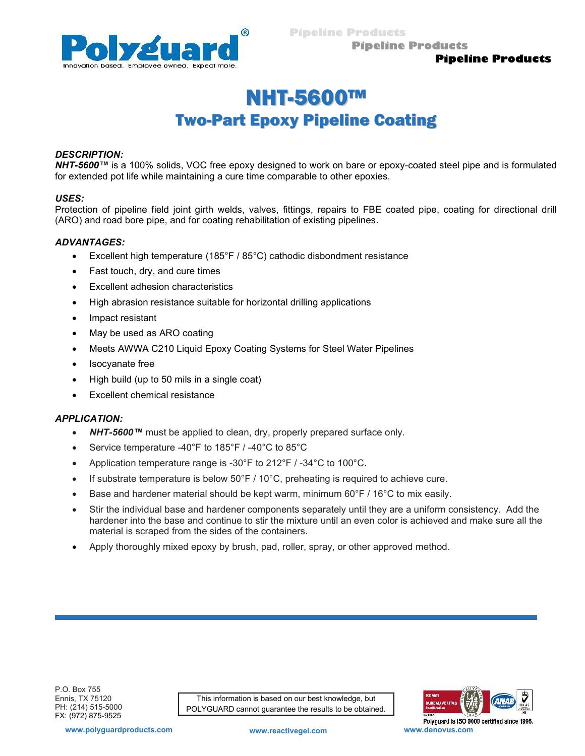# NHT-5600™

## Two-Part Epoxy Pipeline Coating

***DESCRIPTION:***

***NHT-5600™*** is a 100% solids, VOC free epoxy designed to work on bare or epoxy-coated steel pipe and is formulated for extended pot life while maintaining a cure time comparable to other epoxies.

***USES:***

Protection of pipeline field joint girth welds, valves, fittings, repairs to FBE coated pipe, coating for directional drill (ARO) and road bore pipe, and for coating rehabilitation of existing pipelines.

***ADVANTAGES:***

- Excellent high temperature (185°F / 85°C) cathodic disbondment resistance
- Fast touch, dry, and cure times
- Excellent adhesion characteristics
- High abrasion resistance suitable for horizontal drilling applications
- Impact resistant
- May be used as ARO coating
- Meets AWWA C210 Liquid Epoxy Coating Systems for Steel Water Pipelines
- Isocyanate free
- High build (up to 50 mils in a single coat)
- Excellent chemical resistance

***APPLICATION:***

- ***NHT-5600™*** must be applied to clean, dry, properly prepared surface only.
- Service temperature -40°F to 185°F / -40°C to 85°C
- Application temperature range is -30°F to 212°F / -34°C to 100°C.
- If substrate temperature is below 50°F / 10°C, preheating is required to achieve cure.
- Base and hardener material should be kept warm, minimum 60°F / 16°C to mix easily.
- Stir the individual base and hardener components separately until they are a uniform consistency. Add the hardener into the base and continue to stir the mixture until an even color is achieved and make sure all the material is scraped from the sides of the containers.
- Apply thoroughly mixed epoxy by brush, pad, roller, spray, or other approved method.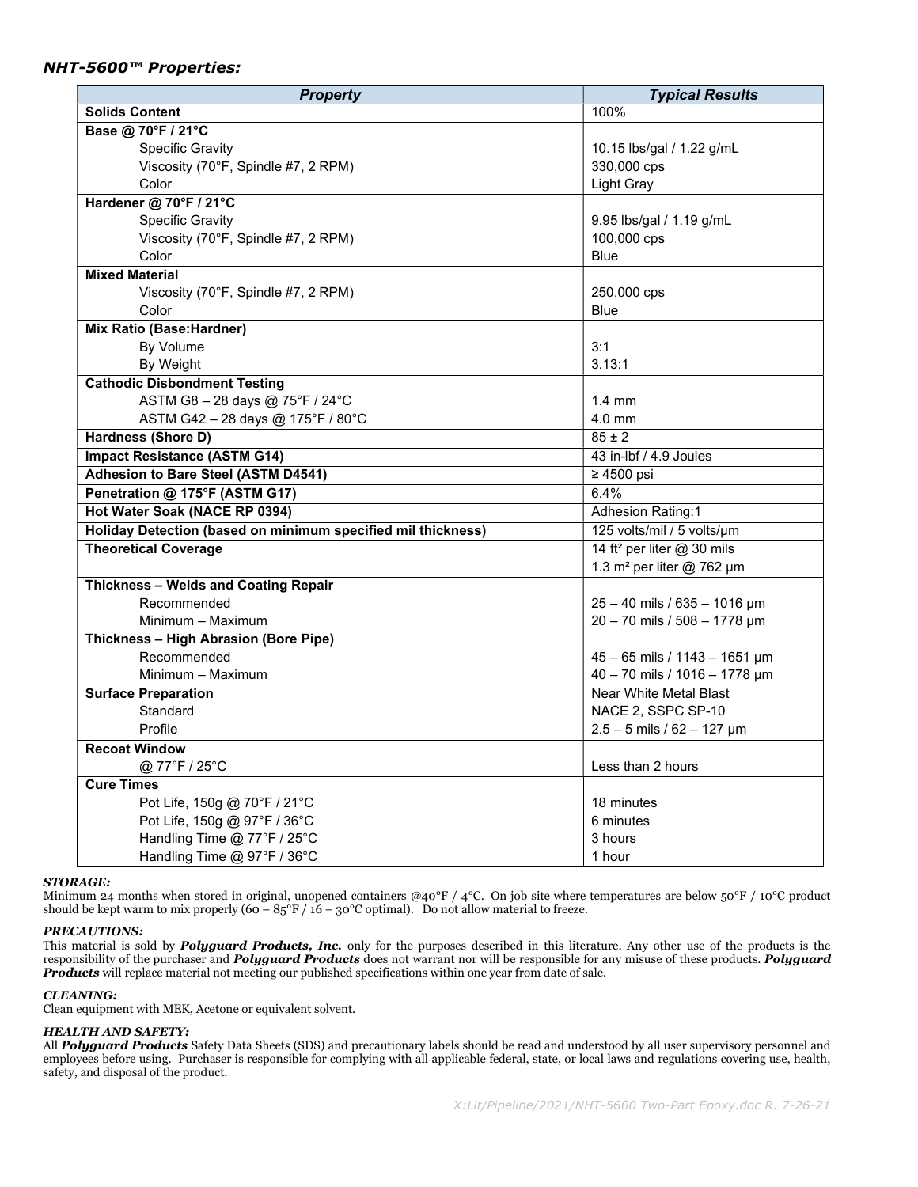### *NHT-5600™ Properties:*

| *Property* | *Typical Results* |
|---|---|
| **Solids Content** | 100% |
| **Base @ 70°F / 21°C** | |
| Specific Gravity | 10.15 lbs/gal / 1.22 g/mL |
| Viscosity (70°F, Spindle #7, 2 RPM) | 330,000 cps |
| Color | Light Gray |
| **Hardener @ 70°F / 21°C** | |
| Specific Gravity | 9.95 lbs/gal / 1.19 g/mL |
| Viscosity (70°F, Spindle #7, 2 RPM) | 100,000 cps |
| Color | Blue |
| **Mixed Material** | |
| Viscosity (70°F, Spindle #7, 2 RPM) | 250,000 cps |
| Color | Blue |
| **Mix Ratio (Base:Hardner)** | |
| By Volume | 3:1 |
| By Weight | 3.13:1 |
| **Cathodic Disbondment Testing** | |
| ASTM G8 – 28 days @ 75°F / 24°C | 1.4 mm |
| ASTM G42 – 28 days @ 175°F / 80°C | 4.0 mm |
| **Hardness (Shore D)** | 85 ± 2 |
| **Impact Resistance (ASTM G14)** | 43 in-lbf / 4.9 Joules |
| **Adhesion to Bare Steel (ASTM D4541)** | ≥ 4500 psi |
| **Penetration @ 175°F (ASTM G17)** | 6.4% |
| **Hot Water Soak (NACE RP 0394)** | Adhesion Rating:1 |
| **Holiday Detection (based on minimum specified mil thickness)** | 125 volts/mil / 5 volts/μm |
| **Theoretical Coverage** | 14 ft² per liter @ 30 mils<br>1.3 m² per liter @ 762 μm |
| **Thickness – Welds and Coating Repair** | |
| Recommended | 25 – 40 mils / 635 – 1016 μm |
| Minimum – Maximum | 20 – 70 mils / 508 – 1778 μm |
| **Thickness – High Abrasion (Bore Pipe)** | |
| Recommended | 45 – 65 mils / 1143 – 1651 μm |
| Minimum – Maximum | 40 – 70 mils / 1016 – 1778 μm |
| **Surface Preparation** | Near White Metal Blast |
| Standard | NACE 2, SSPC SP-10 |
| Profile | 2.5 – 5 mils / 62 – 127 μm |
| **Recoat Window** | |
| @ 77°F / 25°C | Less than 2 hours |
| **Cure Times** | |
| Pot Life, 150g @ 70°F / 21°C | 18 minutes |
| Pot Life, 150g @ 97°F / 36°C | 6 minutes |
| Handling Time @ 77°F / 25°C | 3 hours |
| Handling Time @ 97°F / 36°C | 1 hour |

***STORAGE:***
Minimum 24 months when stored in original, unopened containers @40°F / 4°C. On job site where temperatures are below 50°F / 10°C product should be kept warm to mix properly (60 – 85°F / 16 – 30°C optimal). Do not allow material to freeze.

***PRECAUTIONS:***
This material is sold by ***Polyguard Products, Inc.*** only for the purposes described in this literature. Any other use of the products is the responsibility of the purchaser and ***Polyguard Products*** does not warrant nor will be responsible for any misuse of these products. ***Polyguard Products*** will replace material not meeting our published specifications within one year from date of sale.

***CLEANING:***
Clean equipment with MEK, Acetone or equivalent solvent.

***HEALTH AND SAFETY:***
All ***Polyguard Products*** Safety Data Sheets (SDS) and precautionary labels should be read and understood by all user supervisory personnel and employees before using. Purchaser is responsible for complying with all applicable federal, state, or local laws and regulations covering use, health, safety, and disposal of the product.

*X:Lit/Pipeline/2021/NHT-5600 Two-Part Epoxy.doc R. 7-26-21*